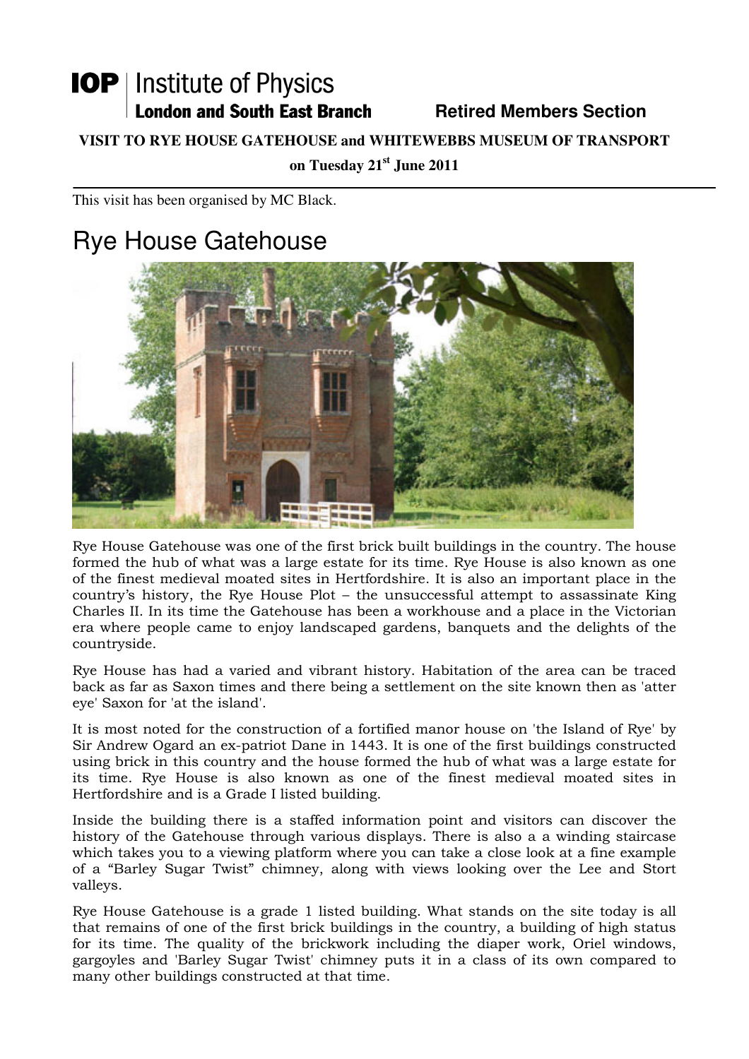**IOP** | Institute of Physics
**London and South East Branch** **Retired Members Section**

**VISIT TO RYE HOUSE GATEHOUSE and WHITEWEBBS MUSEUM OF TRANSPORT**

**on Tuesday 21st June 2011**

This visit has been organised by MC Black.

# Rye House Gatehouse

Rye House Gatehouse was one of the first brick built buildings in the country. The house formed the hub of what was a large estate for its time. Rye House is also known as one of the finest medieval moated sites in Hertfordshire. It is also an important place in the country's history, the Rye House Plot – the unsuccessful attempt to assassinate King Charles II. In its time the Gatehouse has been a workhouse and a place in the Victorian era where people came to enjoy landscaped gardens, banquets and the delights of the countryside.

Rye House has had a varied and vibrant history. Habitation of the area can be traced back as far as Saxon times and there being a settlement on the site known then as 'atter eye' Saxon for 'at the island'.

It is most noted for the construction of a fortified manor house on 'the Island of Rye' by Sir Andrew Ogard an ex-patriot Dane in 1443. It is one of the first buildings constructed using brick in this country and the house formed the hub of what was a large estate for its time. Rye House is also known as one of the finest medieval moated sites in Hertfordshire and is a Grade I listed building.

Inside the building there is a staffed information point and visitors can discover the history of the Gatehouse through various displays. There is also a a winding staircase which takes you to a viewing platform where you can take a close look at a fine example of a "Barley Sugar Twist" chimney, along with views looking over the Lee and Stort valleys.

Rye House Gatehouse is a grade 1 listed building. What stands on the site today is all that remains of one of the first brick buildings in the country, a building of high status for its time. The quality of the brickwork including the diaper work, Oriel windows, gargoyles and 'Barley Sugar Twist' chimney puts it in a class of its own compared to many other buildings constructed at that time.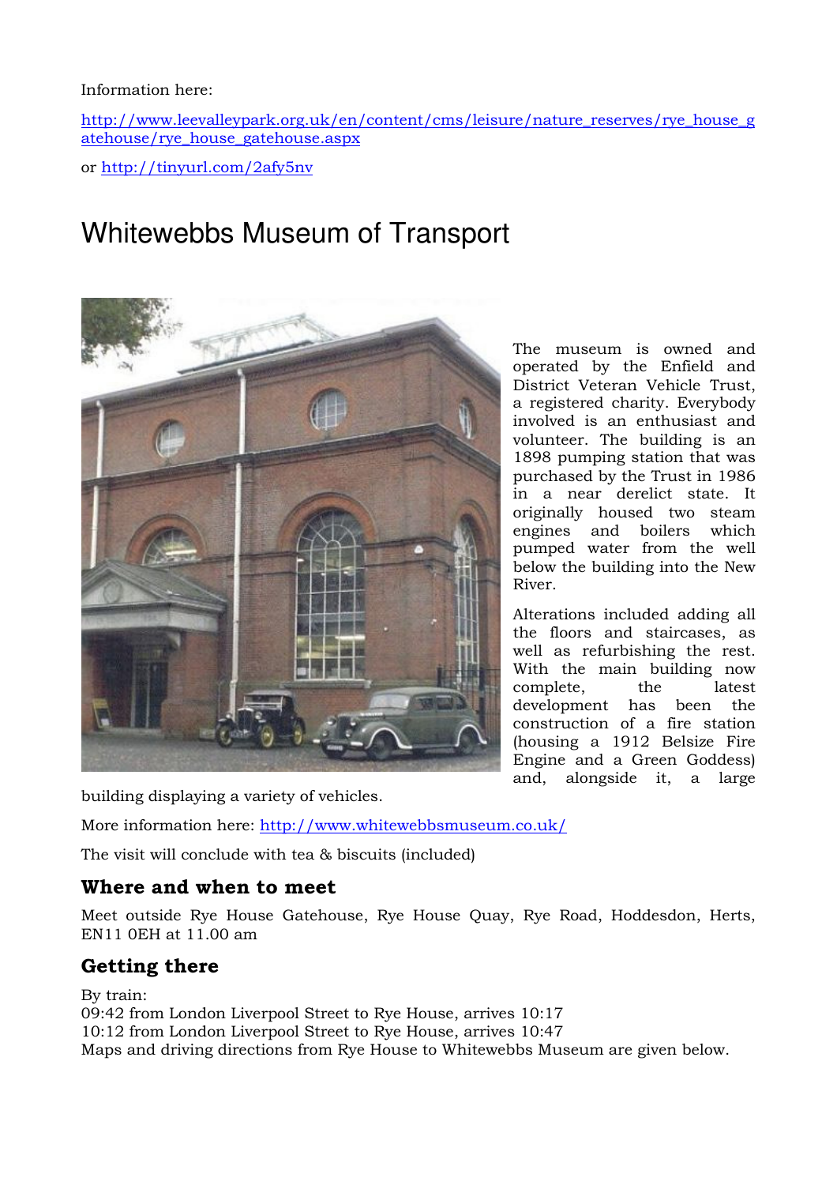Information here:

http://www.leevalleypark.org.uk/en/content/cms/leisure/nature_reserves/rye_house_gatehouse/rye_house_gatehouse.aspx

or http://tinyurl.com/2afy5nv

# Whitewebbs Museum of Transport

The museum is owned and operated by the Enfield and District Veteran Vehicle Trust, a registered charity. Everybody involved is an enthusiast and volunteer. The building is an 1898 pumping station that was purchased by the Trust in 1986 in a near derelict state. It originally housed two steam engines and boilers which pumped water from the well below the building into the New River.

Alterations included adding all the floors and staircases, as well as refurbishing the rest. With the main building now complete, the latest development has been the construction of a fire station (housing a 1912 Belsize Fire Engine and a Green Goddess) and, alongside it, a large building displaying a variety of vehicles.

More information here: http://www.whitewebbsmuseum.co.uk/

The visit will conclude with tea & biscuits (included)

## Where and when to meet

Meet outside Rye House Gatehouse, Rye House Quay, Rye Road, Hoddesdon, Herts, EN11 0EH at 11.00 am

## Getting there

By train:
09:42 from London Liverpool Street to Rye House, arrives 10:17
10:12 from London Liverpool Street to Rye House, arrives 10:47
Maps and driving directions from Rye House to Whitewebbs Museum are given below.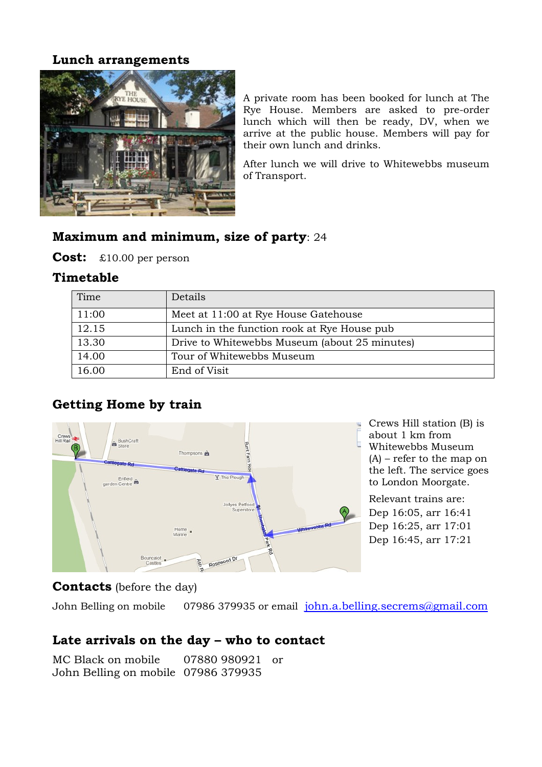## Lunch arrangements

A private room has been booked for lunch at The Rye House. Members are asked to pre-order lunch which will then be ready, DV, when we arrive at the public house. Members will pay for their own lunch and drinks.

After lunch we will drive to Whitewebbs museum of Transport.

**Maximum and minimum, size of party**: 24

**Cost:** £10.00 per person

## Timetable

| Time | Details |
|---|---|
| 11:00 | Meet at 11:00 at Rye House Gatehouse |
| 12.15 | Lunch in the function rook at Rye House pub |
| 13.30 | Drive to Whitewebbs Museum (about 25 minutes) |
| 14.00 | Tour of Whitewebbs Museum |
| 16.00 | End of Visit |

## Getting Home by train

Crews Hill station (B) is about 1 km from Whitewebbs Museum (A) – refer to the map on the left. The service goes to London Moorgate.

Relevant trains are:
Dep 16:05, arr 16:41
Dep 16:25, arr 17:01
Dep 16:45, arr 17:21

**Contacts** (before the day)

John Belling on mobile 07986 379935 or email john.a.belling.secrems@gmail.com

## Late arrivals on the day – who to contact

MC Black on mobile 07880 980921 or
John Belling on mobile 07986 379935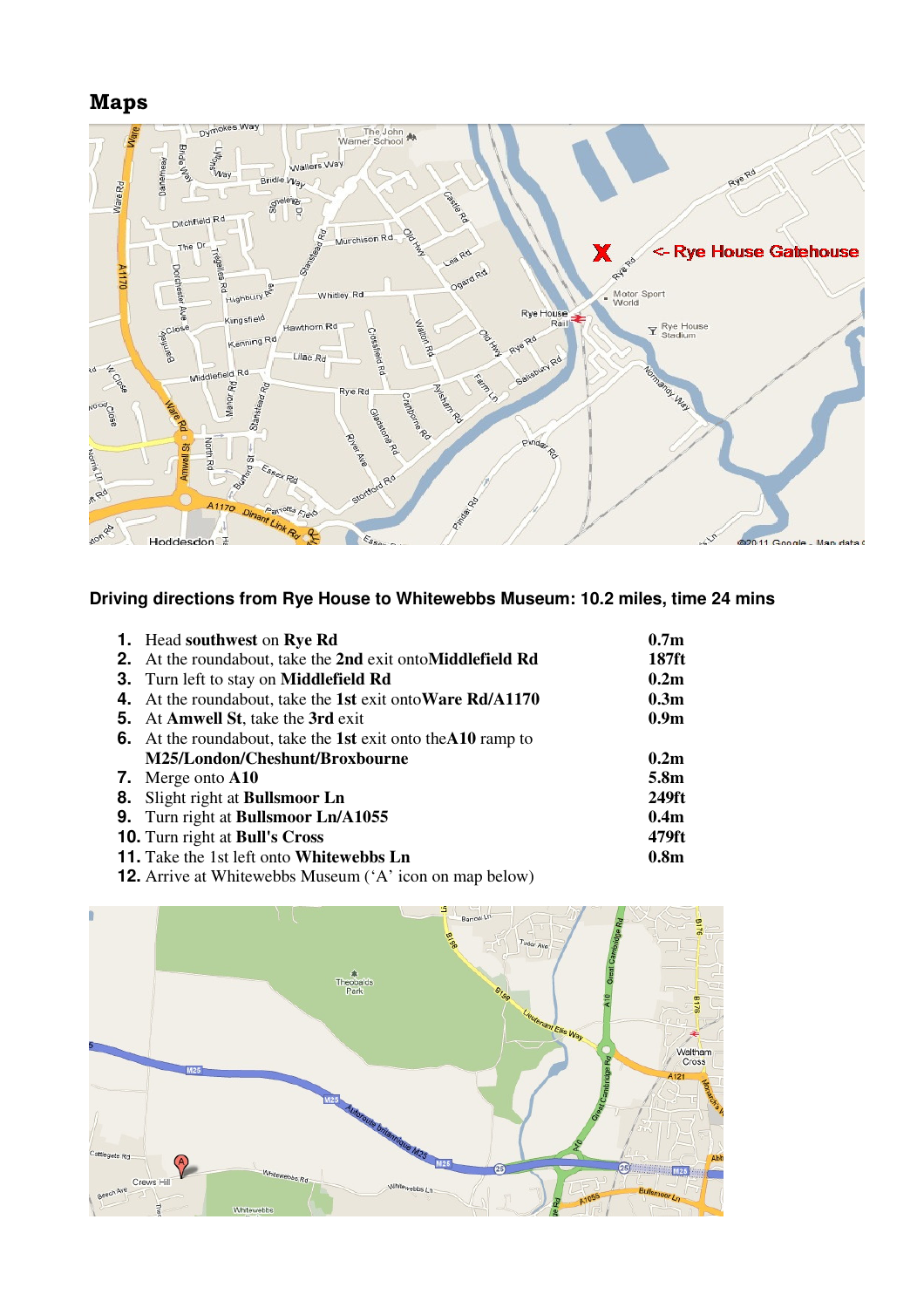## Maps

**Driving directions from Rye House to Whitewebbs Museum: 10.2 miles, time 24 mins**

| | | |
|---|---|---|
| **1.** | Head **southwest** on **Rye Rd** | **0.7m** |
| **2.** | At the roundabout, take the **2nd** exit onto**Middlefield Rd** | **187ft** |
| **3.** | Turn left to stay on **Middlefield Rd** | **0.2m** |
| **4.** | At the roundabout, take the **1st** exit onto**Ware Rd/A1170** | **0.3m** |
| **5.** | At **Amwell St**, take the **3rd** exit | **0.9m** |
| **6.** | At the roundabout, take the **1st** exit onto the**A10** ramp to **M25/London/Cheshunt/Broxbourne** | **0.2m** |
| **7.** | Merge onto **A10** | **5.8m** |
| **8.** | Slight right at **Bullsmoor Ln** | **249ft** |
| **9.** | Turn right at **Bullsmoor Ln/A1055** | **0.4m** |
| **10.** | Turn right at **Bull's Cross** | **479ft** |
| **11.** | Take the 1st left onto **Whitewebbs Ln** | **0.8m** |
| **12.** | Arrive at Whitewebbs Museum ('A' icon on map below) | |